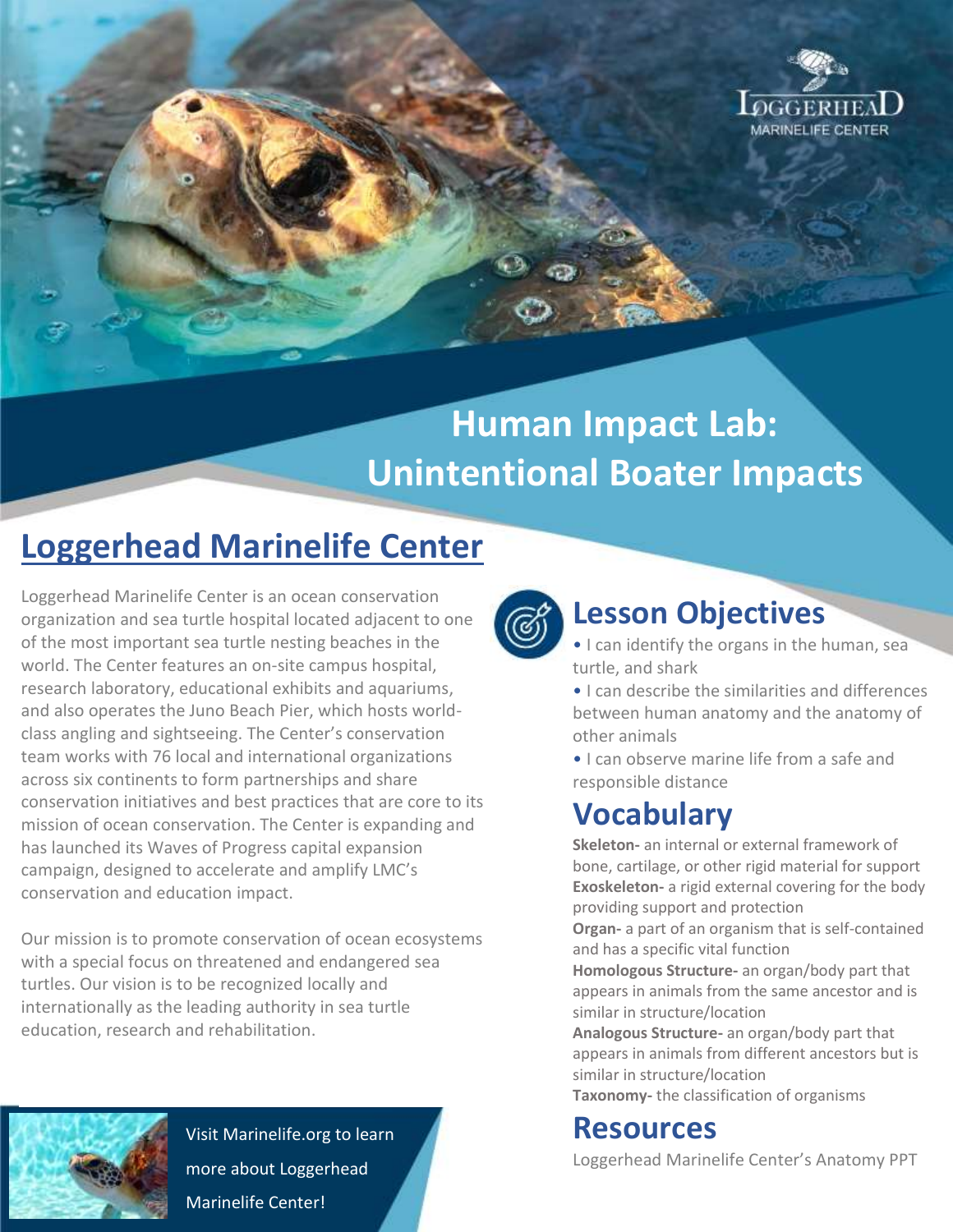LOGGERHEAD MARINELIFE CENTER

# Human Impact Lab: Unintentional Boater Impacts

## Loggerhead Marinelife Center

Loggerhead Marinelife Center is an ocean conservation organization and sea turtle hospital located adjacent to one of the most important sea turtle nesting beaches in the world. The Center features an on-site campus hospital, research laboratory, educational exhibits and aquariums, and also operates the Juno Beach Pier, which hosts world-class angling and sightseeing. The Center's conservation team works with 76 local and international organizations across six continents to form partnerships and share conservation initiatives and best practices that are core to its mission of ocean conservation. The Center is expanding and has launched its Waves of Progress capital expansion campaign, designed to accelerate and amplify LMC's conservation and education impact.

Our mission is to promote conservation of ocean ecosystems with a special focus on threatened and endangered sea turtles. Our vision is to be recognized locally and internationally as the leading authority in sea turtle education, research and rehabilitation.

Visit Marinelife.org to learn more about Loggerhead Marinelife Center!

## Lesson Objectives

- I can identify the organs in the human, sea turtle, and shark
- I can describe the similarities and differences between human anatomy and the anatomy of other animals
- I can observe marine life from a safe and responsible distance

## Vocabulary

**Skeleton-** an internal or external framework of bone, cartilage, or other rigid material for support

**Exoskeleton-** a rigid external covering for the body providing support and protection

**Organ-** a part of an organism that is self-contained and has a specific vital function

**Homologous Structure-** an organ/body part that appears in animals from the same ancestor and is similar in structure/location

**Analogous Structure-** an organ/body part that appears in animals from different ancestors but is similar in structure/location

**Taxonomy-** the classification of organisms

## Resources

Loggerhead Marinelife Center's Anatomy PPT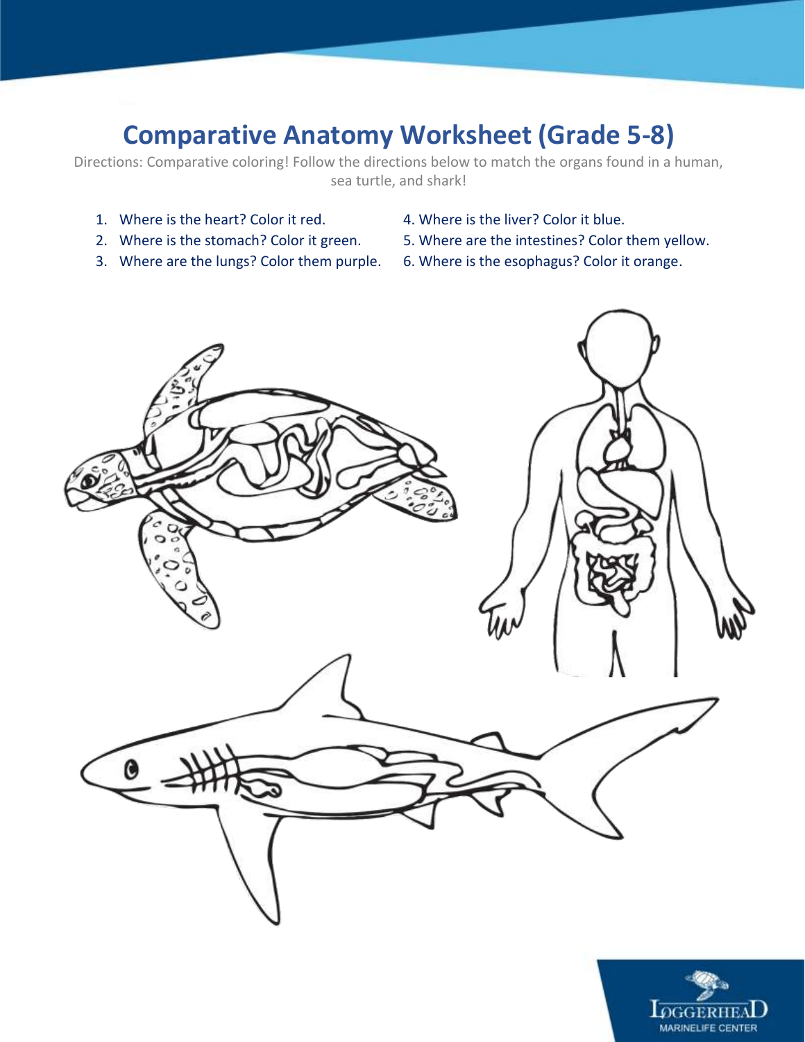# Comparative Anatomy Worksheet (Grade 5-8)

Directions: Comparative coloring! Follow the directions below to match the organs found in a human, sea turtle, and shark!

1. Where is the heart? Color it red.
2. Where is the stomach? Color it green.
3. Where are the lungs? Color them purple.
4. Where is the liver? Color it blue.
5. Where are the intestines? Color them yellow.
6. Where is the esophagus? Color it orange.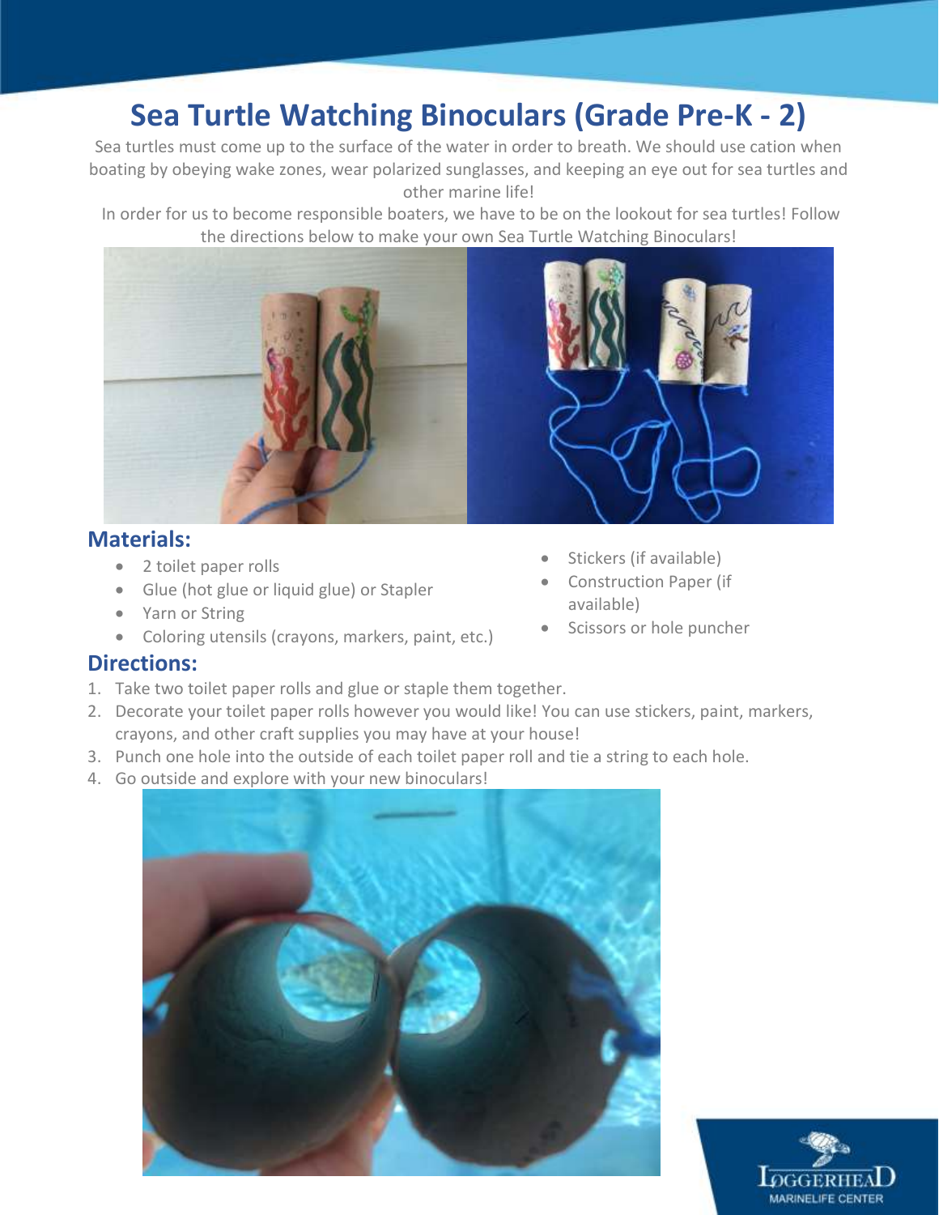# Sea Turtle Watching Binoculars (Grade Pre-K - 2)

Sea turtles must come up to the surface of the water in order to breath. We should use cation when boating by obeying wake zones, wear polarized sunglasses, and keeping an eye out for sea turtles and other marine life!

In order for us to become responsible boaters, we have to be on the lookout for sea turtles! Follow the directions below to make your own Sea Turtle Watching Binoculars!

## Materials:

- 2 toilet paper rolls
- Glue (hot glue or liquid glue) or Stapler
- Yarn or String
- Coloring utensils (crayons, markers, paint, etc.)
- Stickers (if available)
- Construction Paper (if available)
- Scissors or hole puncher

## Directions:

1. Take two toilet paper rolls and glue or staple them together.
2. Decorate your toilet paper rolls however you would like! You can use stickers, paint, markers, crayons, and other craft supplies you may have at your house!
3. Punch one hole into the outside of each toilet paper roll and tie a string to each hole.
4. Go outside and explore with your new binoculars!

LOGGERHEAD MARINELIFE CENTER